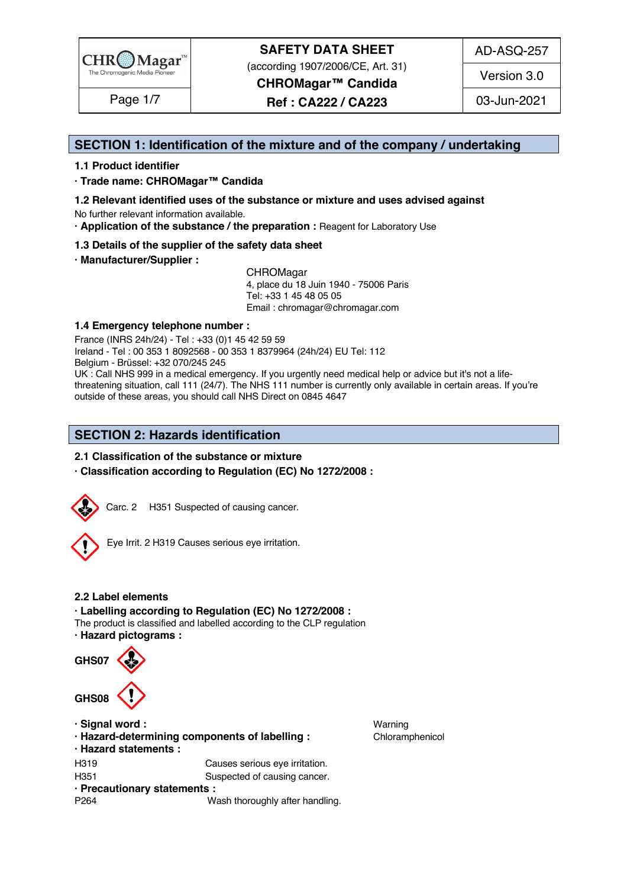# SAFETY DATA SHEET

(according 1907/2006/CE, Art. 31)

**CHROMagar™ Candida**

**Ref : CA222 / CA223**

AD-ASQ-257

Version 3.0

03-Jun-2021

## SECTION 1: Identification of the mixture and of the company / undertaking

**1.1 Product identifier**

**· Trade name: CHROMagar™ Candida**

**1.2 Relevant identified uses of the substance or mixture and uses advised against**

No further relevant information available.

**· Application of the substance / the preparation :** Reagent for Laboratory Use

**1.3 Details of the supplier of the safety data sheet**

**· Manufacturer/Supplier :**

CHROMagar
4, place du 18 Juin 1940 - 75006 Paris
Tel: +33 1 45 48 05 05
Email : chromagar@chromagar.com

**1.4 Emergency telephone number :**

France (INRS 24h/24) - Tel : +33 (0)1 45 42 59 59
Ireland - Tel : 00 353 1 8092568 - 00 353 1 8379964 (24h/24) EU Tel: 112
Belgium - Brüssel: +32 070/245 245
UK : Call NHS 999 in a medical emergency. If you urgently need medical help or advice but it's not a life-threatening situation, call 111 (24/7). The NHS 111 number is currently only available in certain areas. If you're outside of these areas, you should call NHS Direct on 0845 4647

## SECTION 2: Hazards identification

**2.1 Classification of the substance or mixture**

**· Classification according to Regulation (EC) No 1272/2008 :**

Carc. 2 H351 Suspected of causing cancer.

Eye Irrit. 2 H319 Causes serious eye irritation.

**2.2 Label elements**

**· Labelling according to Regulation (EC) No 1272/2008 :**

The product is classified and labelled according to the CLP regulation

**· Hazard pictograms :**

GHS07

GHS08

**· Signal word :** Warning

**· Hazard-determining components of labelling :** Chloramphenicol

**· Hazard statements :**

H319 Causes serious eye irritation.

H351 Suspected of causing cancer.

**· Precautionary statements :**

P264 Wash thoroughly after handling.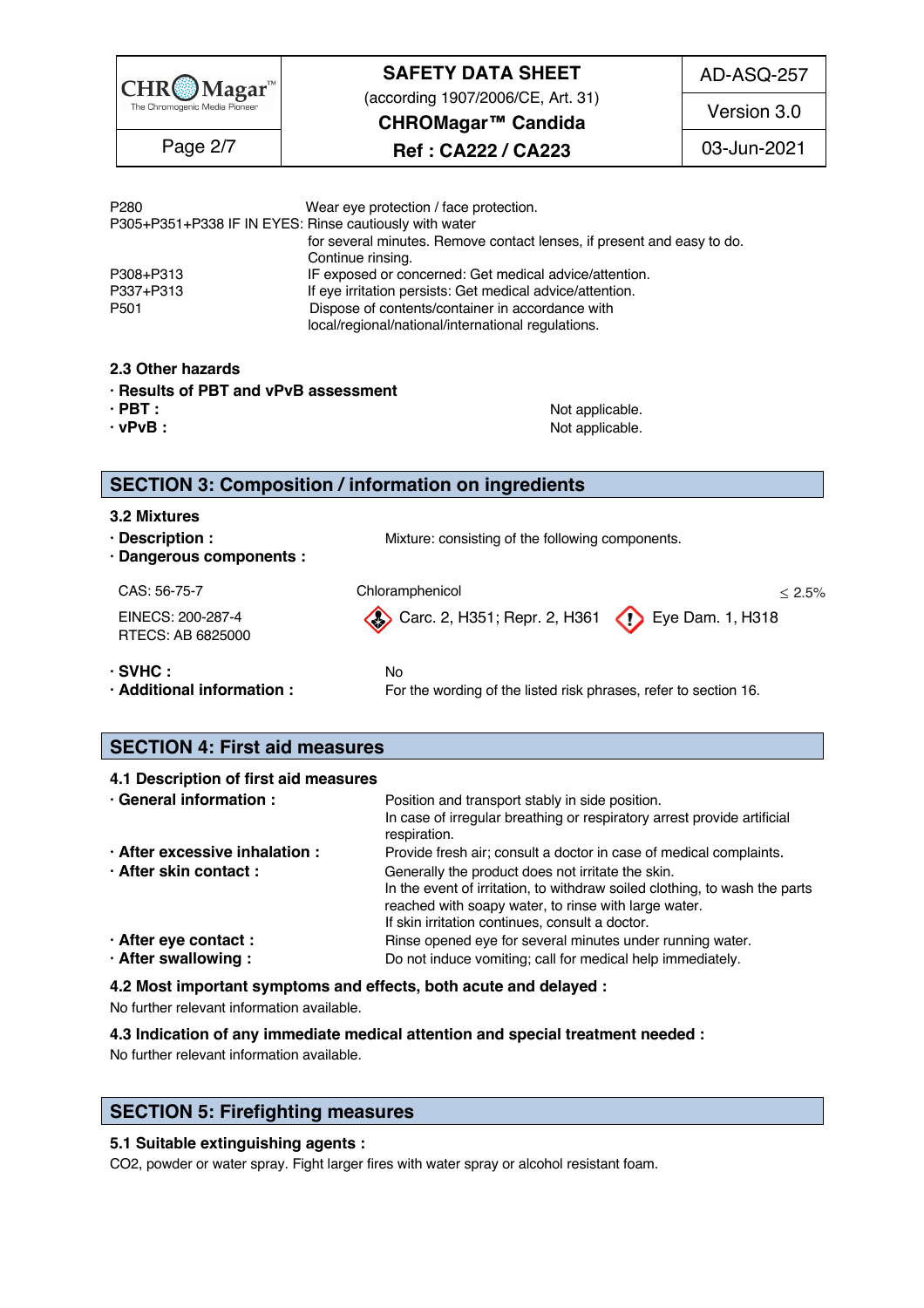| | |
|---|---|
| P280 | Wear eye protection / face protection. |
| P305+P351+P338 | IF IN EYES: Rinse cautiously with water for several minutes. Remove contact lenses, if present and easy to do. Continue rinsing. |
| P308+P313 | IF exposed or concerned: Get medical advice/attention. |
| P337+P313 | If eye irritation persists: Get medical advice/attention. |
| P501 | Dispose of contents/container in accordance with local/regional/national/international regulations. |

### 2.3 Other hazards

**· Results of PBT and vPvB assessment**

**· PBT :** Not applicable.

**· vPvB :** Not applicable.

## SECTION 3: Composition / information on ingredients

### 3.2 Mixtures

**· Description :** Mixture: consisting of the following components.

**· Dangerous components :**

| | | |
|---|---|---|
| CAS: 56-75-7 | Chloramphenicol | ≤ 2.5% |
| EINECS: 200-287-4<br>RTECS: AB 6825000 | Carc. 2, H351; Repr. 2, H361; Eye Dam. 1, H318 | |

**· SVHC :** No

**· Additional information :** For the wording of the listed risk phrases, refer to section 16.

## SECTION 4: First aid measures

### 4.1 Description of first aid measures

**· General information :** Position and transport stably in side position.
In case of irregular breathing or respiratory arrest provide artificial respiration.

**· After excessive inhalation :** Provide fresh air; consult a doctor in case of medical complaints.

**· After skin contact :** Generally the product does not irritate the skin.
In the event of irritation, to withdraw soiled clothing, to wash the parts reached with soapy water, to rinse with large water.
If skin irritation continues, consult a doctor.

**· After eye contact :** Rinse opened eye for several minutes under running water.

**· After swallowing :** Do not induce vomiting; call for medical help immediately.

### 4.2 Most important symptoms and effects, both acute and delayed :

No further relevant information available.

### 4.3 Indication of any immediate medical attention and special treatment needed :

No further relevant information available.

## SECTION 5: Firefighting measures

### 5.1 Suitable extinguishing agents :

$CO_2$, powder or water spray. Fight larger fires with water spray or alcohol resistant foam.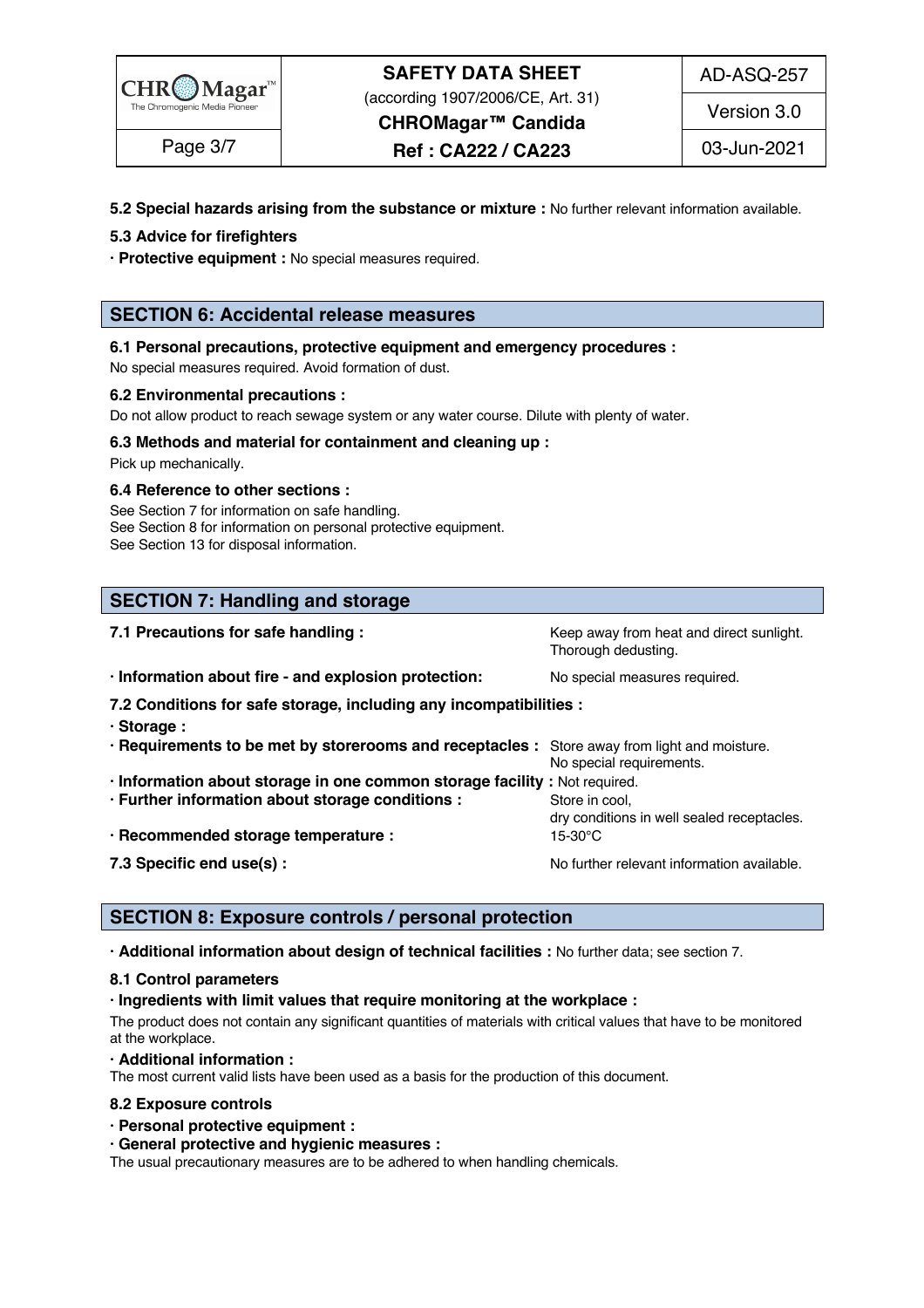**5.2 Special hazards arising from the substance or mixture :** No further relevant information available.

**5.3 Advice for firefighters**

**· Protective equipment :** No special measures required.

## SECTION 6: Accidental release measures

**6.1 Personal precautions, protective equipment and emergency procedures :**

No special measures required. Avoid formation of dust.

**6.2 Environmental precautions :**

Do not allow product to reach sewage system or any water course. Dilute with plenty of water.

**6.3 Methods and material for containment and cleaning up :**

Pick up mechanically.

**6.4 Reference to other sections :**

See Section 7 for information on safe handling.
See Section 8 for information on personal protective equipment.
See Section 13 for disposal information.

## SECTION 7: Handling and storage

**7.1 Precautions for safe handling :** Keep away from heat and direct sunlight. Thorough dedusting.

**· Information about fire - and explosion protection:** No special measures required.

**7.2 Conditions for safe storage, including any incompatibilities :**

**· Storage :**

**· Requirements to be met by storerooms and receptacles :** Store away from light and moisture. No special requirements.

**· Information about storage in one common storage facility :** Not required.

**· Further information about storage conditions :** Store in cool, dry conditions in well sealed receptacles.

**· Recommended storage temperature :** 15-30°C

**7.3 Specific end use(s) :** No further relevant information available.

## SECTION 8: Exposure controls / personal protection

**· Additional information about design of technical facilities :** No further data; see section 7.

**8.1 Control parameters**

**· Ingredients with limit values that require monitoring at the workplace :**

The product does not contain any significant quantities of materials with critical values that have to be monitored at the workplace.

**· Additional information :**

The most current valid lists have been used as a basis for the production of this document.

**8.2 Exposure controls**

**· Personal protective equipment :**

**· General protective and hygienic measures :**

The usual precautionary measures are to be adhered to when handling chemicals.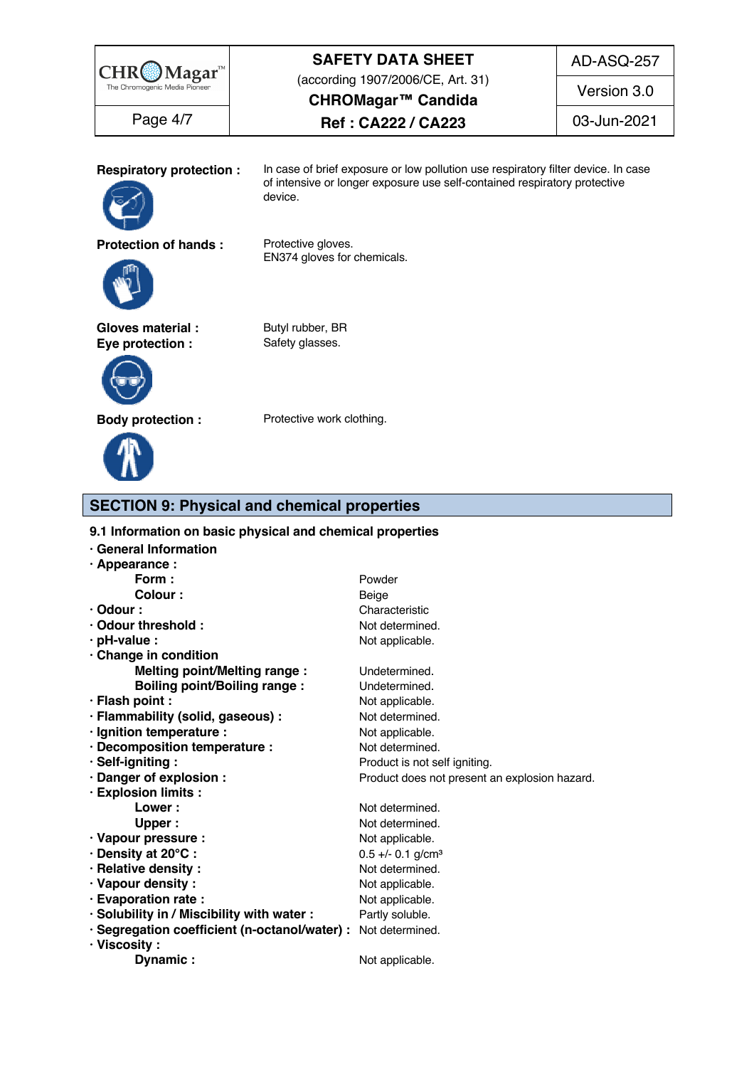**Respiratory protection :** In case of brief exposure or low pollution use respiratory filter device. In case of intensive or longer exposure use self-contained respiratory protective device.

**Protection of hands :** Protective gloves.
EN374 gloves for chemicals.

**Gloves material :** Butyl rubber, BR

**Eye protection :** Safety glasses.

**Body protection :** Protective work clothing.

## SECTION 9: Physical and chemical properties

### 9.1 Information on basic physical and chemical properties

· **General Information**

· **Appearance :**

- **Form :** Powder
- **Colour :** Beige

· **Odour :** Characteristic

· **Odour threshold :** Not determined.

· **pH-value :** Not applicable.

· **Change in condition**

- **Melting point/Melting range :** Undetermined.
- **Boiling point/Boiling range :** Undetermined.

· **Flash point :** Not applicable.

· **Flammability (solid, gaseous) :** Not determined.

· **Ignition temperature :** Not applicable.

· **Decomposition temperature :** Not determined.

· **Self-igniting :** Product is not self igniting.

· **Danger of explosion :** Product does not present an explosion hazard.

· **Explosion limits :**

- **Lower :** Not determined.
- **Upper :** Not determined.

· **Vapour pressure :** Not applicable.

· **Density at 20°C :** 0.5 +/- 0.1 g/cm³

· **Relative density :** Not determined.

· **Vapour density :** Not applicable.

· **Evaporation rate :** Not applicable.

· **Solubility in / Miscibility with water :** Partly soluble.

· **Segregation coefficient (n-octanol/water) :** Not determined.

· **Viscosity :**

- **Dynamic :** Not applicable.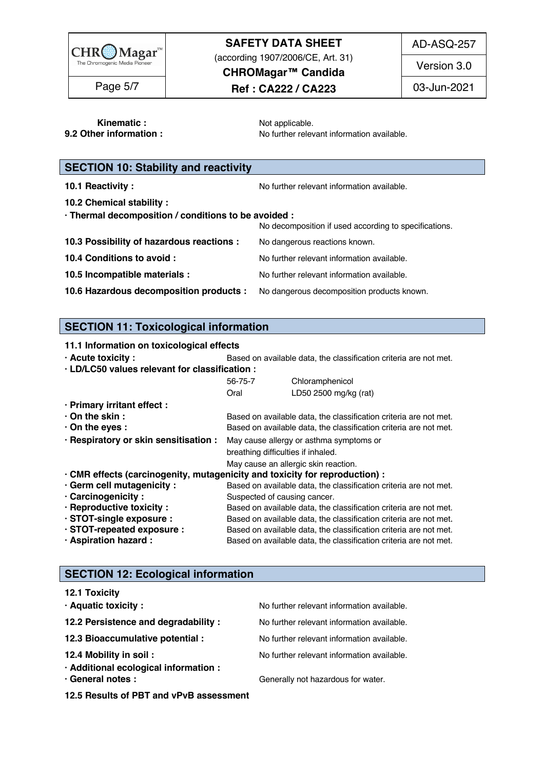**Kinematic :** Not applicable.

**9.2 Other information :** No further relevant information available.

## SECTION 10: Stability and reactivity

**10.1 Reactivity :** No further relevant information available.

**10.2 Chemical stability :**

**· Thermal decomposition / conditions to be avoided :**

No decomposition if used according to specifications.

**10.3 Possibility of hazardous reactions :** No dangerous reactions known.

**10.4 Conditions to avoid :** No further relevant information available.

**10.5 Incompatible materials :** No further relevant information available.

**10.6 Hazardous decomposition products :** No dangerous decomposition products known.

## SECTION 11: Toxicological information

**11.1 Information on toxicological effects**

**· Acute toxicity :** Based on available data, the classification criteria are not met.

**· LD/LC50 values relevant for classification :**

| | |
|---|---|
| 56-75-7 | Chloramphenicol |
| Oral | LD50 2500 mg/kg (rat) |

**· Primary irritant effect :**

**· On the skin :** Based on available data, the classification criteria are not met.

**· On the eyes :** Based on available data, the classification criteria are not met.

**· Respiratory or skin sensitisation :** May cause allergy or asthma symptoms or breathing difficulties if inhaled.
May cause an allergic skin reaction.

**· CMR effects (carcinogenity, mutagenicity and toxicity for reproduction) :**

**· Germ cell mutagenicity :** Based on available data, the classification criteria are not met.

**· Carcinogenicity :** Suspected of causing cancer.

**· Reproductive toxicity :** Based on available data, the classification criteria are not met.

**· STOT-single exposure :** Based on available data, the classification criteria are not met.

**· STOT-repeated exposure :** Based on available data, the classification criteria are not met.

**· Aspiration hazard :** Based on available data, the classification criteria are not met.

## SECTION 12: Ecological information

**12.1 Toxicity**

**· Aquatic toxicity :** No further relevant information available.

**12.2 Persistence and degradability :** No further relevant information available.

**12.3 Bioaccumulative potential :** No further relevant information available.

**12.4 Mobility in soil :** No further relevant information available.

**· Additional ecological information :**

**· General notes :** Generally not hazardous for water.

**12.5 Results of PBT and vPvB assessment**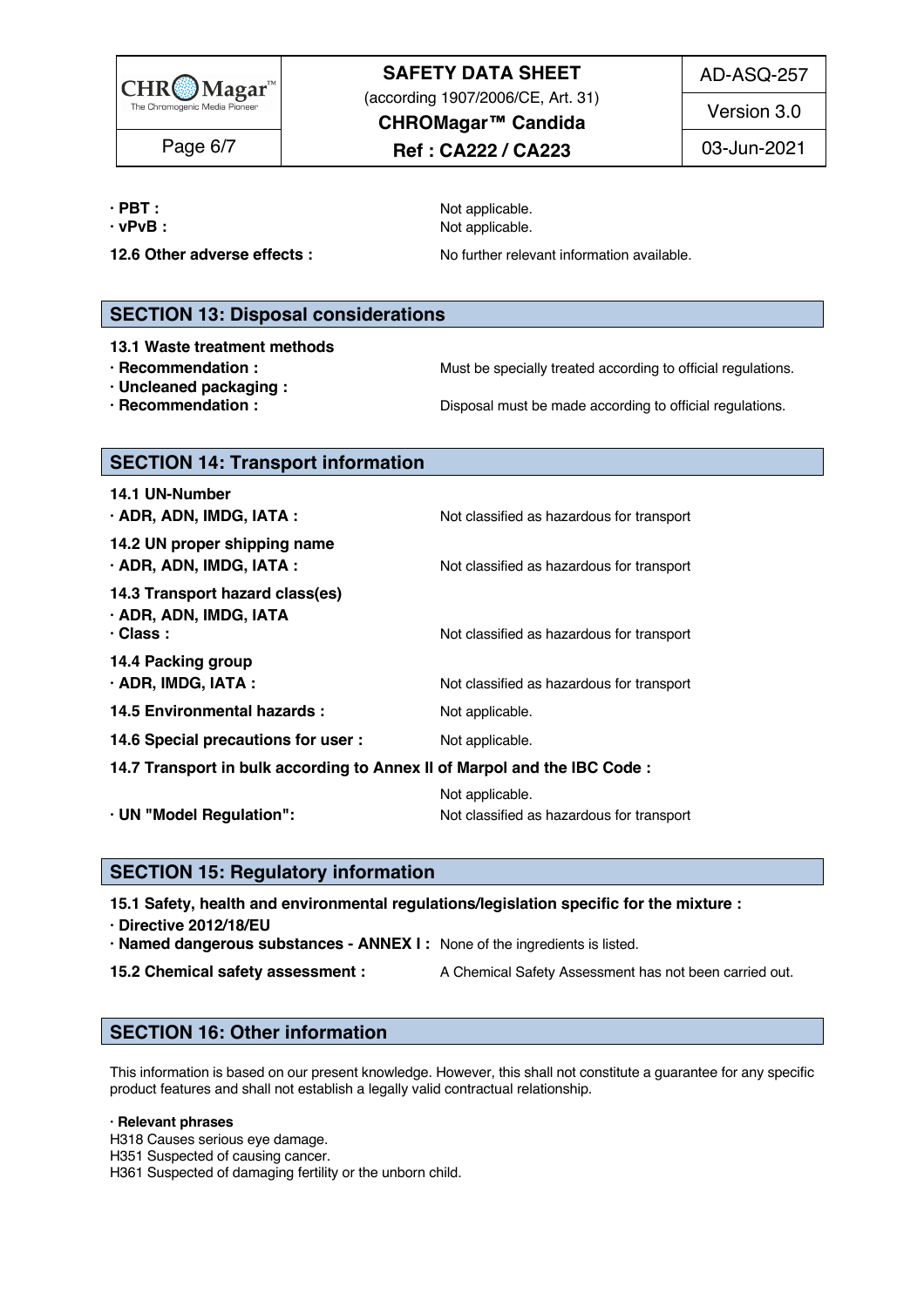· **PBT :** Not applicable.
· **vPvB :** Not applicable.

**12.6 Other adverse effects :** No further relevant information available.

## SECTION 13: Disposal considerations

**13.1 Waste treatment methods**

· **Recommendation :** Must be specially treated according to official regulations.

· **Uncleaned packaging :**

· **Recommendation :** Disposal must be made according to official regulations.

## SECTION 14: Transport information

**14.1 UN-Number**

· **ADR, ADN, IMDG, IATA :** Not classified as hazardous for transport

**14.2 UN proper shipping name**

· **ADR, ADN, IMDG, IATA :** Not classified as hazardous for transport

**14.3 Transport hazard class(es)**

· **ADR, ADN, IMDG, IATA**

· **Class :** Not classified as hazardous for transport

**14.4 Packing group**

· **ADR, IMDG, IATA :** Not classified as hazardous for transport

**14.5 Environmental hazards :** Not applicable.

**14.6 Special precautions for user :** Not applicable.

**14.7 Transport in bulk according to Annex II of Marpol and the IBC Code :**

Not applicable.

· **UN "Model Regulation":** Not classified as hazardous for transport

## SECTION 15: Regulatory information

**15.1 Safety, health and environmental regulations/legislation specific for the mixture :**

· **Directive 2012/18/EU**

· **Named dangerous substances - ANNEX I :** None of the ingredients is listed.

**15.2 Chemical safety assessment :** A Chemical Safety Assessment has not been carried out.

## SECTION 16: Other information

This information is based on our present knowledge. However, this shall not constitute a guarantee for any specific product features and shall not establish a legally valid contractual relationship.

· **Relevant phrases**

H318 Causes serious eye damage.
H351 Suspected of causing cancer.
H361 Suspected of damaging fertility or the unborn child.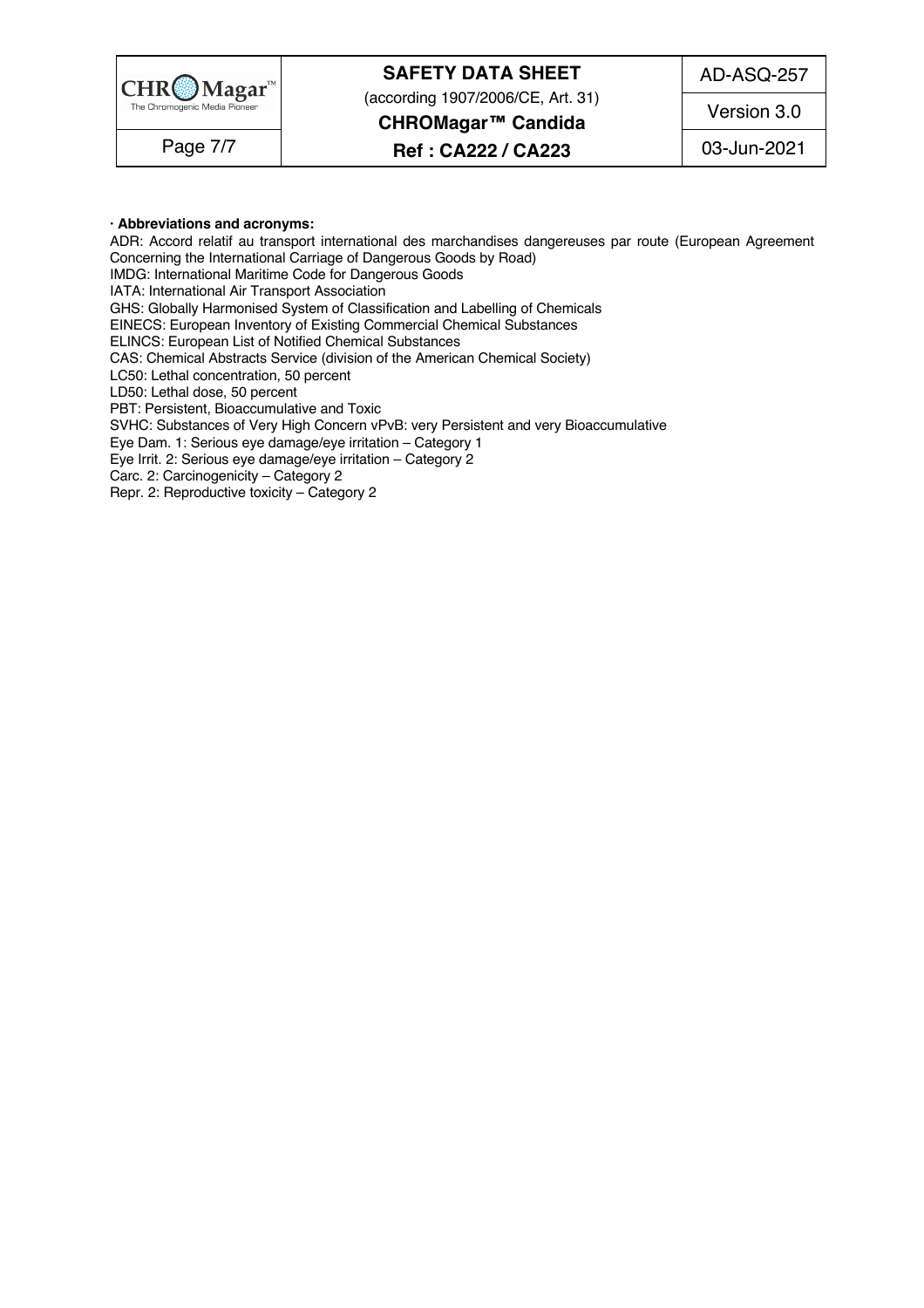**· Abbreviations and acronyms:**

ADR: Accord relatif au transport international des marchandises dangereuses par route (European Agreement Concerning the International Carriage of Dangerous Goods by Road)
IMDG: International Maritime Code for Dangerous Goods
IATA: International Air Transport Association
GHS: Globally Harmonised System of Classification and Labelling of Chemicals
EINECS: European Inventory of Existing Commercial Chemical Substances
ELINCS: European List of Notified Chemical Substances
CAS: Chemical Abstracts Service (division of the American Chemical Society)
LC50: Lethal concentration, 50 percent
LD50: Lethal dose, 50 percent
PBT: Persistent, Bioaccumulative and Toxic
SVHC: Substances of Very High Concern vPvB: very Persistent and very Bioaccumulative
Eye Dam. 1: Serious eye damage/eye irritation – Category 1
Eye Irrit. 2: Serious eye damage/eye irritation – Category 2
Carc. 2: Carcinogenicity – Category 2
Repr. 2: Reproductive toxicity – Category 2